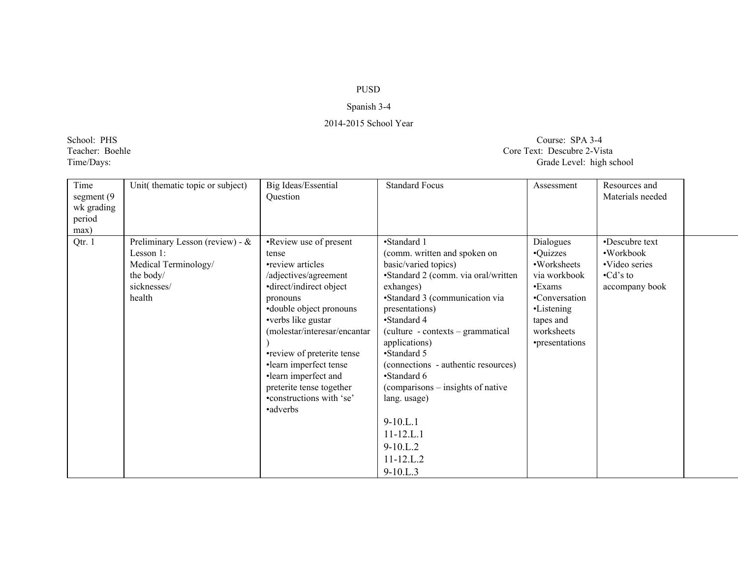PUSD

Spanish 3-4

2014-2015 School Year

School: PHS
Teacher: Boehle
Time/Days:

Course: SPA 3-4
Core Text: Descubre 2-Vista
Grade Level: high school

| Time segment (9 wk grading period max) | Unit( thematic topic or subject) | Big Ideas/Essential Question | Standard Focus | Assessment | Resources and Materials needed |
|---|---|---|---|---|---|
| Qtr. 1 | Preliminary Lesson (review) - & Lesson 1:<br>Medical Terminology/<br>the body/<br>sicknesses/<br>health | •Review use of present tense<br>•review articles /adjectives/agreement<br>•direct/indirect object pronouns<br>•double object pronouns<br>•verbs like gustar (molestar/interesar/encantar)<br>•review of preterite tense<br>•learn imperfect tense<br>•learn imperfect and preterite tense together<br>•constructions with 'se'<br>•adverbs | •Standard 1<br>(comm. written and spoken on basic/varied topics)<br>•Standard 2 (comm. via oral/written exhanges)<br>•Standard 3 (communication via presentations)<br>•Standard 4<br>(culture - contexts – grammatical applications)<br>•Standard 5<br>(connections - authentic resources)<br>•Standard 6<br>(comparisons – insights of native lang. usage)<br><br>9-10.L.1<br>11-12.L.1<br>9-10.L.2<br>11-12.L.2<br>9-10.L.3 | Dialogues<br>•Quizzes<br>•Worksheets via workbook<br>•Exams<br>•Conversation<br>•Listening tapes and worksheets<br>•presentations | •Descubre text<br>•Workbook<br>•Video series<br>•Cd's to accompany book |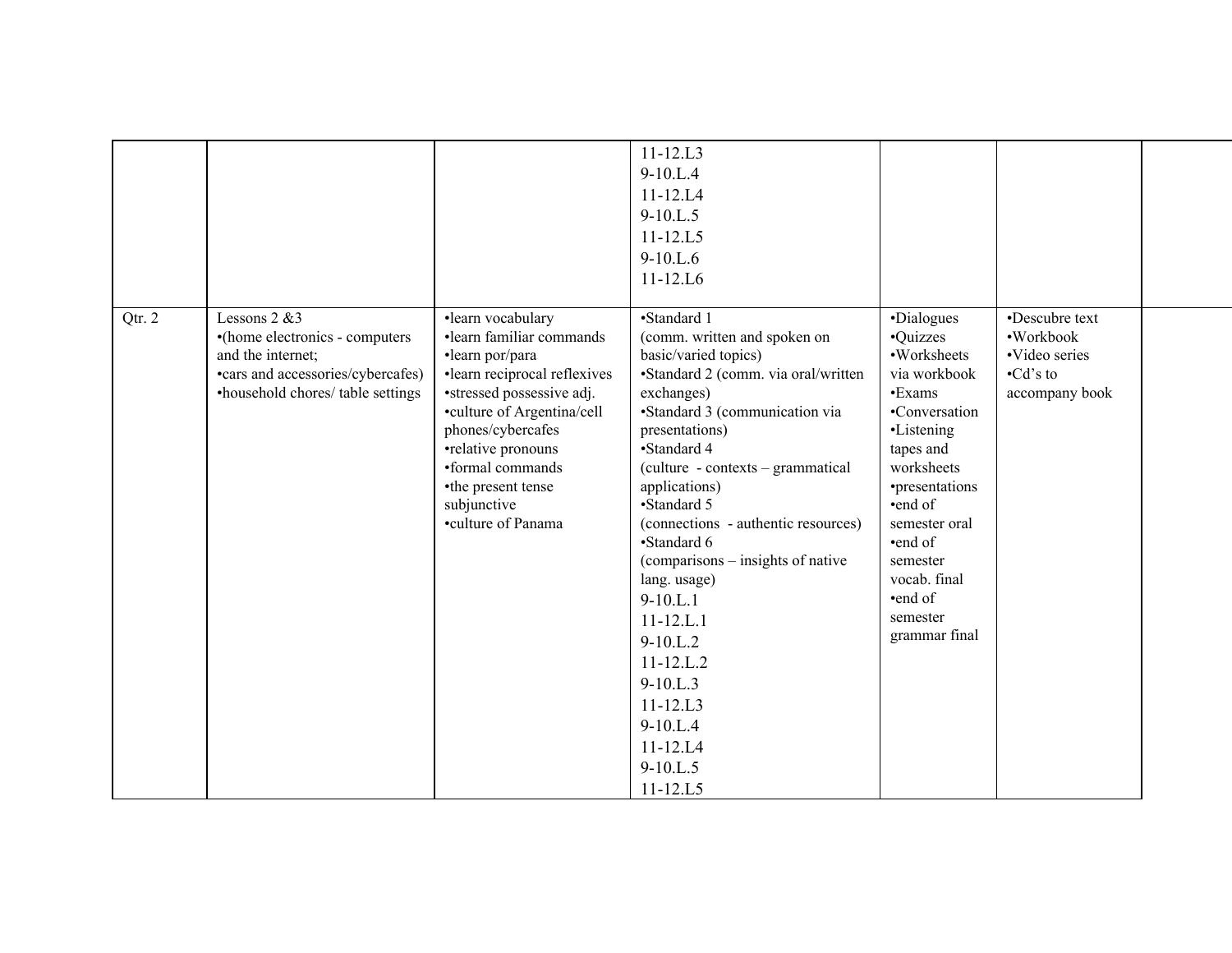| | | | | | | |
|---|---|---|---|---|---|---|
| | | | 11-12.L3<br>9-10.L.4<br>11-12.L4<br>9-10.L.5<br>11-12.L5<br>9-10.L.6<br>11-12.L6 | | | |
| Qtr. 2 | Lessons 2 &3<br>•(home electronics - computers and the internet;<br>•cars and accessories/cybercafes)<br>•household chores/ table settings | •learn vocabulary<br>•learn familiar commands<br>•learn por/para<br>•learn reciprocal reflexives<br>•stressed possessive adj.<br>•culture of Argentina/cell phones/cybercafes<br>•relative pronouns<br>•formal commands<br>•the present tense subjunctive<br>•culture of Panama | •Standard 1<br>(comm. written and spoken on basic/varied topics)<br>•Standard 2 (comm. via oral/written exchanges)<br>•Standard 3 (communication via presentations)<br>•Standard 4<br>(culture - contexts – grammatical applications)<br>•Standard 5<br>(connections - authentic resources)<br>•Standard 6<br>(comparisons – insights of native lang. usage)<br>9-10.L.1<br>11-12.L.1<br>9-10.L.2<br>11-12.L.2<br>9-10.L.3<br>11-12.L3<br>9-10.L.4<br>11-12.L4<br>9-10.L.5<br>11-12.L5 | •Dialogues<br>•Quizzes<br>•Worksheets via workbook<br>•Exams<br>•Conversation<br>•Listening tapes and worksheets<br>•presentations<br>•end of semester oral<br>•end of semester vocab. final<br>•end of semester grammar final | •Descubre text<br>•Workbook<br>•Video series<br>•Cd's to accompany book | |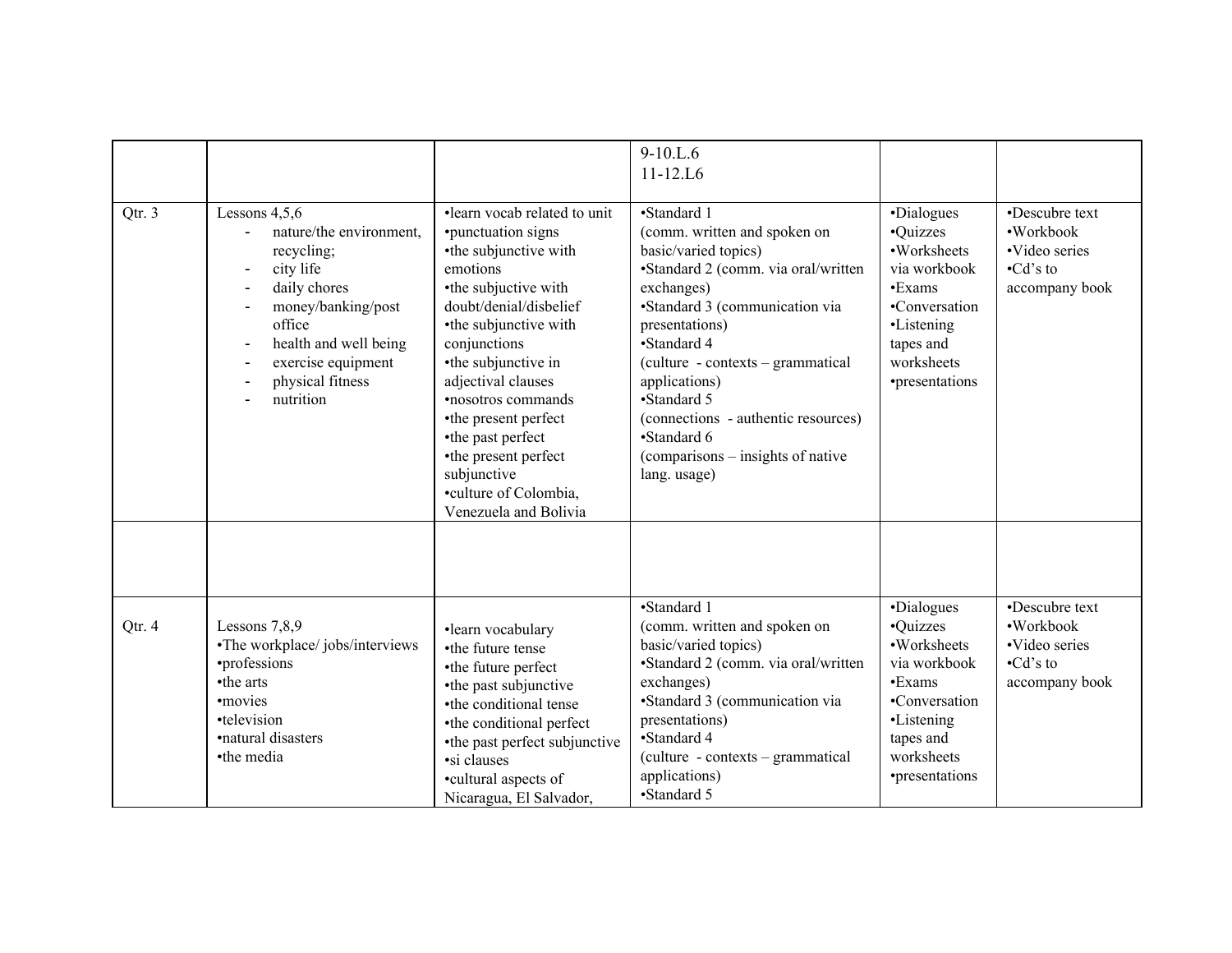| | | | 9-10.L.6<br>11-12.L6 | | |
|---|---|---|---|---|---|
| Qtr. 3 | Lessons 4,5,6<br>- nature/the environment, recycling;<br>- city life<br>- daily chores<br>- money/banking/post office<br>- health and well being<br>- exercise equipment<br>- physical fitness<br>- nutrition | •learn vocab related to unit<br>•punctuation signs<br>•the subjunctive with emotions<br>•the subjuctive with doubt/denial/disbelief<br>•the subjunctive with conjunctions<br>•the subjunctive in adjectival clauses<br>•nosotros commands<br>•the present perfect<br>•the past perfect<br>•the present perfect subjunctive<br>•culture of Colombia, Venezuela and Bolivia | •Standard 1<br>(comm. written and spoken on basic/varied topics)<br>•Standard 2 (comm. via oral/written exchanges)<br>•Standard 3 (communication via presentations)<br>•Standard 4<br>(culture - contexts – grammatical applications)<br>•Standard 5<br>(connections - authentic resources)<br>•Standard 6<br>(comparisons – insights of native lang. usage) | •Dialogues<br>•Quizzes<br>•Worksheets via workbook<br>•Exams<br>•Conversation<br>•Listening tapes and worksheets<br>•presentations | •Descubre text<br>•Workbook<br>•Video series<br>•Cd's to accompany book |
| | | | | | |
| Qtr. 4 | Lessons 7,8,9<br>•The workplace/ jobs/interviews<br>•professions<br>•the arts<br>•movies<br>•television<br>•natural disasters<br>•the media | •learn vocabulary<br>•the future tense<br>•the future perfect<br>•the past subjunctive<br>•the conditional tense<br>•the conditional perfect<br>•the past perfect subjunctive<br>•si clauses<br>•cultural aspects of Nicaragua, El Salvador, | •Standard 1<br>(comm. written and spoken on basic/varied topics)<br>•Standard 2 (comm. via oral/written exchanges)<br>•Standard 3 (communication via presentations)<br>•Standard 4<br>(culture - contexts – grammatical applications)<br>•Standard 5 | •Dialogues<br>•Quizzes<br>•Worksheets via workbook<br>•Exams<br>•Conversation<br>•Listening tapes and worksheets<br>•presentations | •Descubre text<br>•Workbook<br>•Video series<br>•Cd's to accompany book |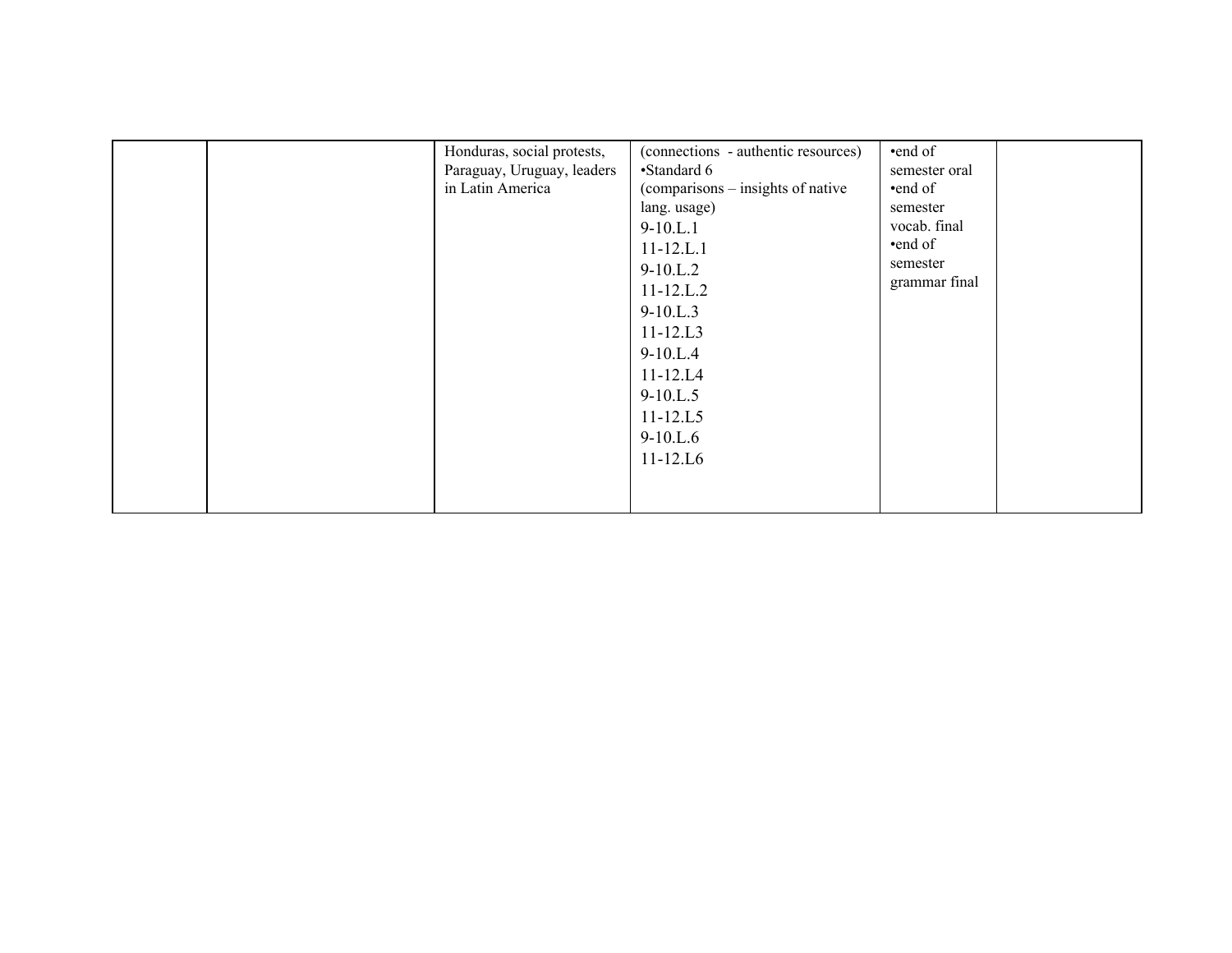| | | | | | |
|---|---|---|---|---|---|
| | | Honduras, social protests, Paraguay, Uruguay, leaders in Latin America | (connections - authentic resources)<br>•Standard 6<br>(comparisons – insights of native lang. usage)<br>9-10.L.1<br>11-12.L.1<br>9-10.L.2<br>11-12.L.2<br>9-10.L.3<br>11-12.L3<br>9-10.L.4<br>11-12.L4<br>9-10.L.5<br>11-12.L5<br>9-10.L.6<br>11-12.L6 | •end of semester oral<br>•end of semester vocab. final<br>•end of semester grammar final | |